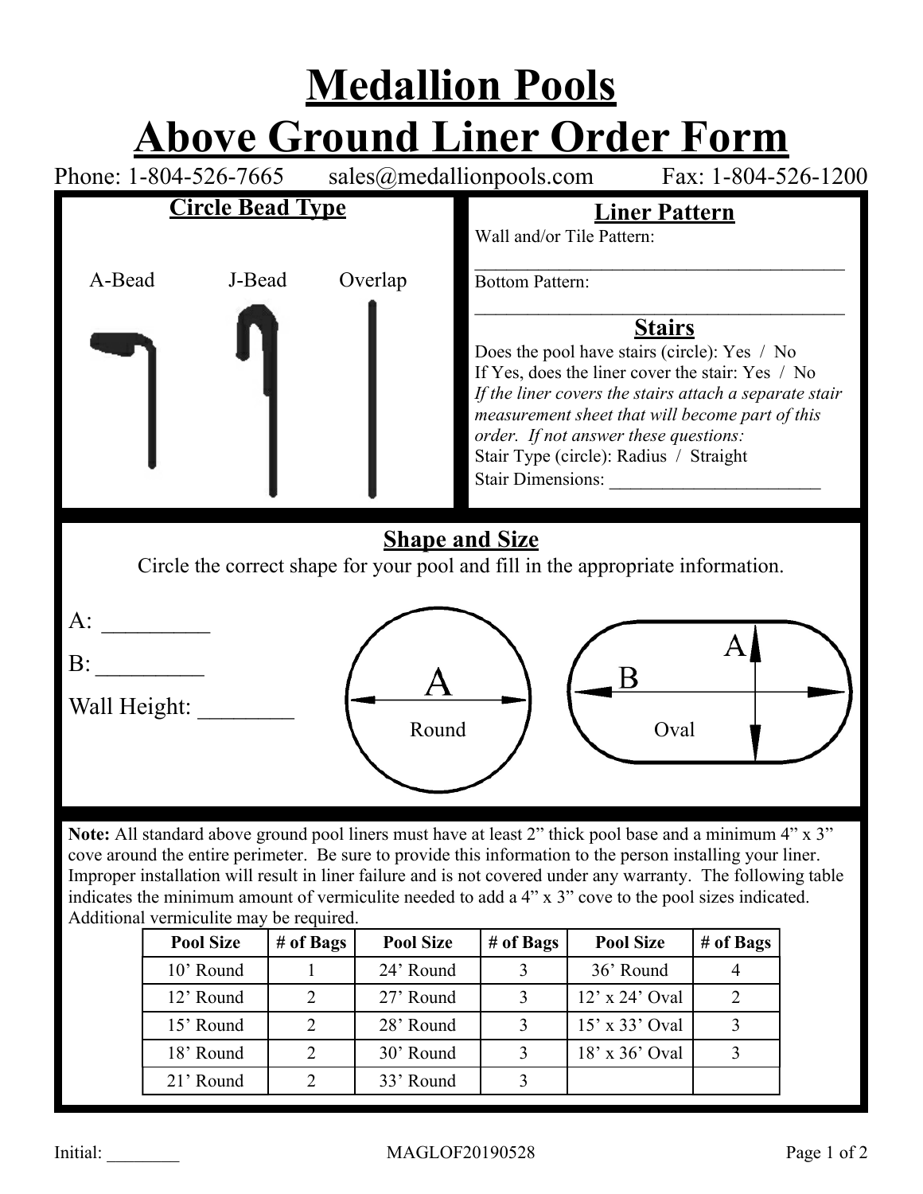# Medallion Pools
# Above Ground Liner Order Form

Phone: 1-804-526-7665 sales@medallionpools.com Fax: 1-804-526-1200

## Circle Bead Type

A-Bead J-Bead Overlap

## Liner Pattern

Wall and/or Tile Pattern:

_________________________________________

Bottom Pattern:

_________________________________________

## Stairs

Does the pool have stairs (circle): Yes / No

If Yes, does the liner cover the stair: Yes / No

*If the liner covers the stairs attach a separate stair measurement sheet that will become part of this order. If not answer these questions:*

Stair Type (circle): Radius / Straight

Stair Dimensions: _______________________

## Shape and Size

Circle the correct shape for your pool and fill in the appropriate information.

A: _________

B: _________

Wall Height: ________

A — Round

A, B — Oval

**Note:** All standard above ground pool liners must have at least 2" thick pool base and a minimum 4" x 3" cove around the entire perimeter. Be sure to provide this information to the person installing your liner. Improper installation will result in liner failure and is not covered under any warranty. The following table indicates the minimum amount of vermiculite needed to add a 4" x 3" cove to the pool sizes indicated. Additional vermiculite may be required.

| Pool Size | # of Bags | Pool Size | # of Bags | Pool Size | # of Bags |
|---|---|---|---|---|---|
| 10' Round | 1 | 24' Round | 3 | 36' Round | 4 |
| 12' Round | 2 | 27' Round | 3 | 12' x 24' Oval | 2 |
| 15' Round | 2 | 28' Round | 3 | 15' x 33' Oval | 3 |
| 18' Round | 2 | 30' Round | 3 | 18' x 36' Oval | 3 |
| 21' Round | 2 | 33' Round | 3 | | |

Initial: ________ MAGLOF20190528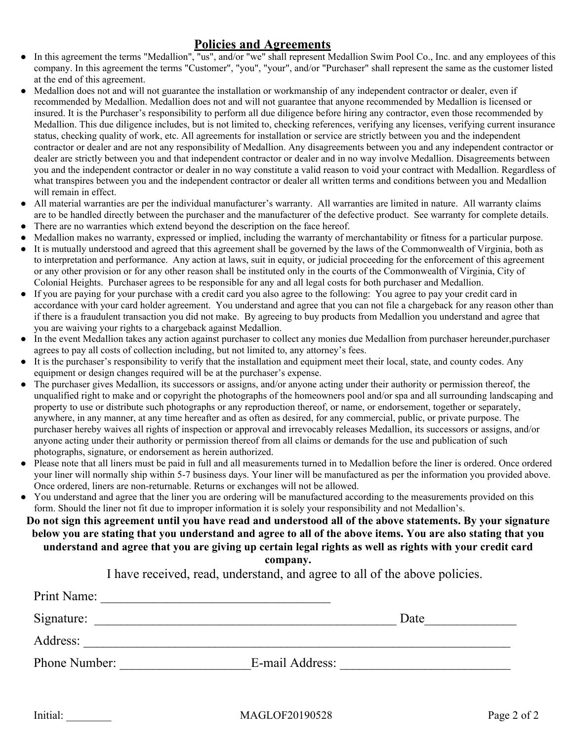## Policies and Agreements

- In this agreement the terms "Medallion", "us", and/or "we" shall represent Medallion Swim Pool Co., Inc. and any employees of this company. In this agreement the terms "Customer", "you", "your", and/or "Purchaser" shall represent the same as the customer listed at the end of this agreement.
- Medallion does not and will not guarantee the installation or workmanship of any independent contractor or dealer, even if recommended by Medallion. Medallion does not and will not guarantee that anyone recommended by Medallion is licensed or insured. It is the Purchaser's responsibility to perform all due diligence before hiring any contractor, even those recommended by Medallion. This due diligence includes, but is not limited to, checking references, verifying any licenses, verifying current insurance status, checking quality of work, etc. All agreements for installation or service are strictly between you and the independent contractor or dealer and are not any responsibility of Medallion. Any disagreements between you and any independent contractor or dealer are strictly between you and that independent contractor or dealer and in no way involve Medallion. Disagreements between you and the independent contractor or dealer in no way constitute a valid reason to void your contract with Medallion. Regardless of what transpires between you and the independent contractor or dealer all written terms and conditions between you and Medallion will remain in effect.
- All material warranties are per the individual manufacturer's warranty. All warranties are limited in nature. All warranty claims are to be handled directly between the purchaser and the manufacturer of the defective product. See warranty for complete details.
- There are no warranties which extend beyond the description on the face hereof.
- Medallion makes no warranty, expressed or implied, including the warranty of merchantability or fitness for a particular purpose.
- It is mutually understood and agreed that this agreement shall be governed by the laws of the Commonwealth of Virginia, both as to interpretation and performance. Any action at laws, suit in equity, or judicial proceeding for the enforcement of this agreement or any other provision or for any other reason shall be instituted only in the courts of the Commonwealth of Virginia, City of Colonial Heights. Purchaser agrees to be responsible for any and all legal costs for both purchaser and Medallion.
- If you are paying for your purchase with a credit card you also agree to the following: You agree to pay your credit card in accordance with your card holder agreement. You understand and agree that you can not file a chargeback for any reason other than if there is a fraudulent transaction you did not make. By agreeing to buy products from Medallion you understand and agree that you are waiving your rights to a chargeback against Medallion.
- In the event Medallion takes any action against purchaser to collect any monies due Medallion from purchaser hereunder,purchaser agrees to pay all costs of collection including, but not limited to, any attorney's fees.
- It is the purchaser's responsibility to verify that the installation and equipment meet their local, state, and county codes. Any equipment or design changes required will be at the purchaser's expense.
- The purchaser gives Medallion, its successors or assigns, and/or anyone acting under their authority or permission thereof, the unqualified right to make and or copyright the photographs of the homeowners pool and/or spa and all surrounding landscaping and property to use or distribute such photographs or any reproduction thereof, or name, or endorsement, together or separately, anywhere, in any manner, at any time hereafter and as often as desired, for any commercial, public, or private purpose. The purchaser hereby waives all rights of inspection or approval and irrevocably releases Medallion, its successors or assigns, and/or anyone acting under their authority or permission thereof from all claims or demands for the use and publication of such photographs, signature, or endorsement as herein authorized.
- Please note that all liners must be paid in full and all measurements turned in to Medallion before the liner is ordered. Once ordered your liner will normally ship within 5-7 business days. Your liner will be manufactured as per the information you provided above. Once ordered, liners are non-returnable. Returns or exchanges will not be allowed.
- You understand and agree that the liner you are ordering will be manufactured according to the measurements provided on this form. Should the liner not fit due to improper information it is solely your responsibility and not Medallion's.

**Do not sign this agreement until you have read and understood all of the above statements. By your signature below you are stating that you understand and agree to all of the above items. You are also stating that you understand and agree that you are giving up certain legal rights as well as rights with your credit card company.**

I have received, read, understand, and agree to all of the above policies.

Print Name: ___________________________________

Signature: ______________________________________________ Date______________

Address: __________________________________________________________________

Phone Number: ___________________E-mail Address: _________________________

Initial: ________

MAGLOF20190528